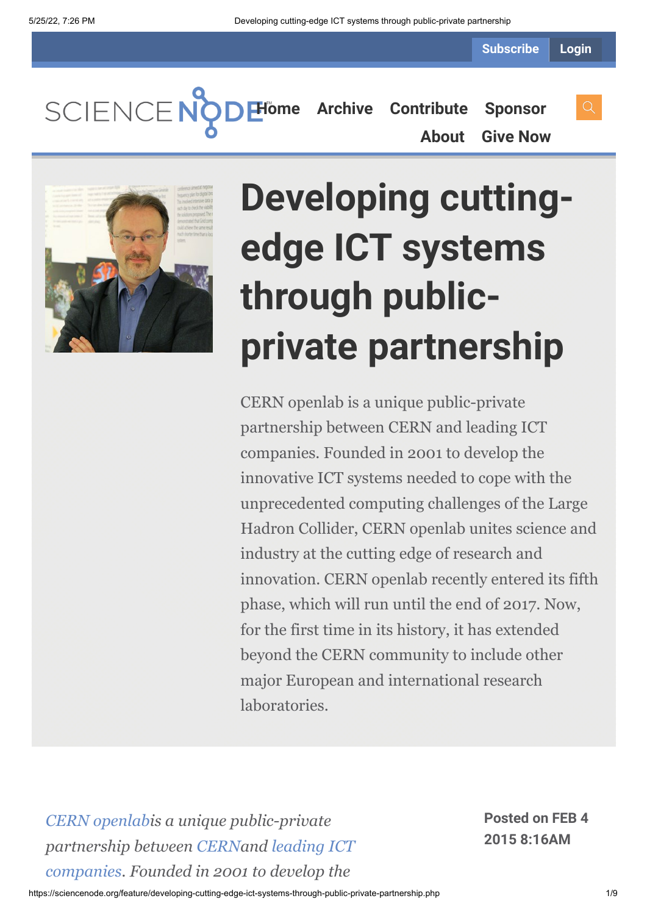Subscribe Login

SCIENCE NODE

Home Archive Contribute Sponsor About Give Now

# Developing cutting-edge ICT systems through public-private partnership

CERN openlab is a unique public-private partnership between CERN and leading ICT companies. Founded in 2001 to develop the innovative ICT systems needed to cope with the unprecedented computing challenges of the Large Hadron Collider, CERN openlab unites science and industry at the cutting edge of research and innovation. CERN openlab recently entered its fifth phase, which will run until the end of 2017. Now, for the first time in its history, it has extended beyond the CERN community to include other major European and international research laboratories.

**Posted on FEB 4 2015 8:16AM**

*CERN openlabis a unique public-private partnership between CERNand leading ICT companies. Founded in 2001 to develop the*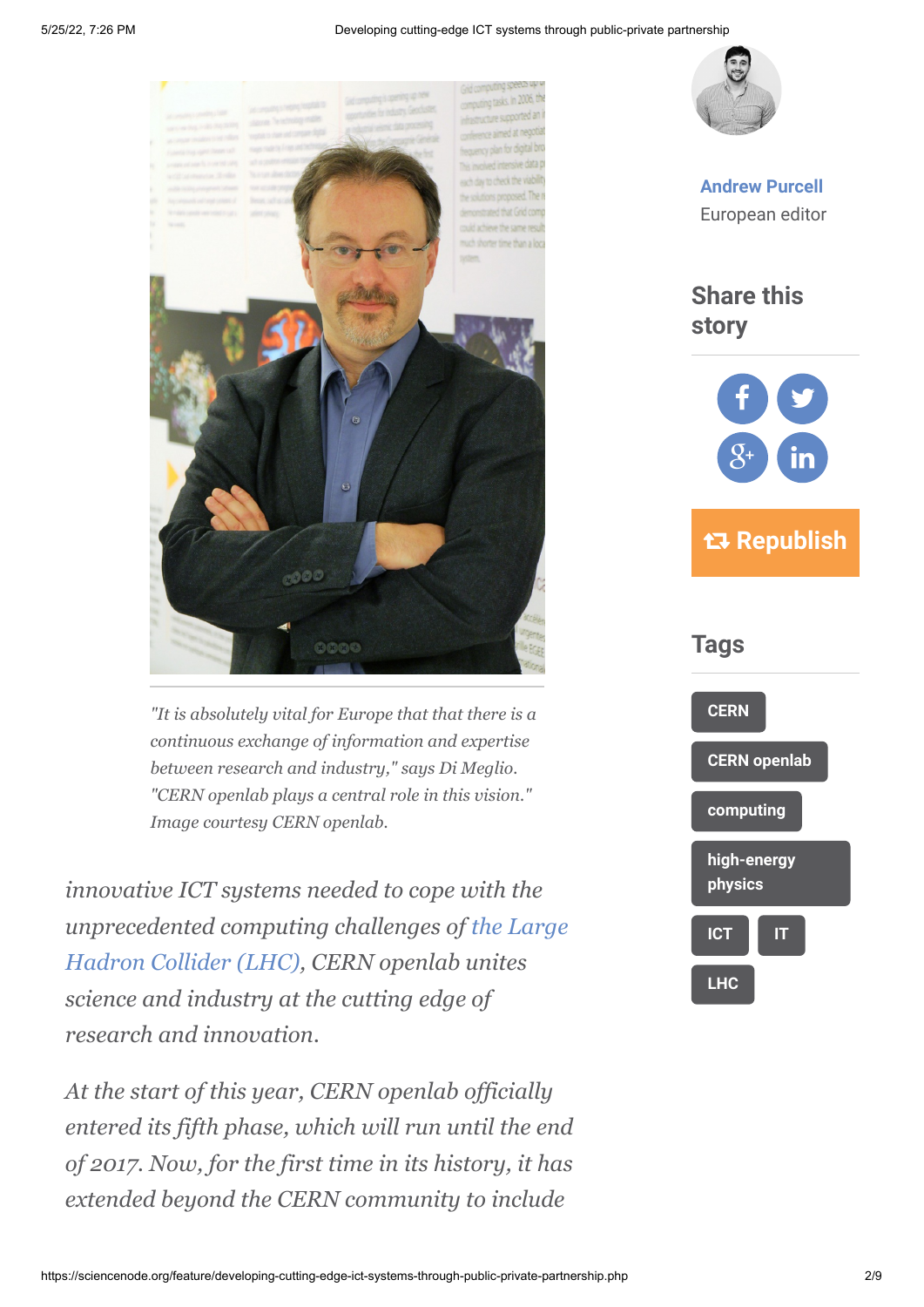"It is absolutely vital for Europe that that there is a continuous exchange of information and expertise between research and industry," says Di Meglio. "CERN openlab plays a central role in this vision." Image courtesy CERN openlab.

*innovative ICT systems needed to cope with the unprecedented computing challenges of the Large Hadron Collider (LHC), CERN openlab unites science and industry at the cutting edge of research and innovation.*

*At the start of this year, CERN openlab officially entered its fifth phase, which will run until the end of 2017. Now, for the first time in its history, it has extended beyond the CERN community to include*

**Andrew Purcell**
European editor

## Share this story

Republish

## Tags

CERN

CERN openlab

computing

high-energy physics

ICT

IT

LHC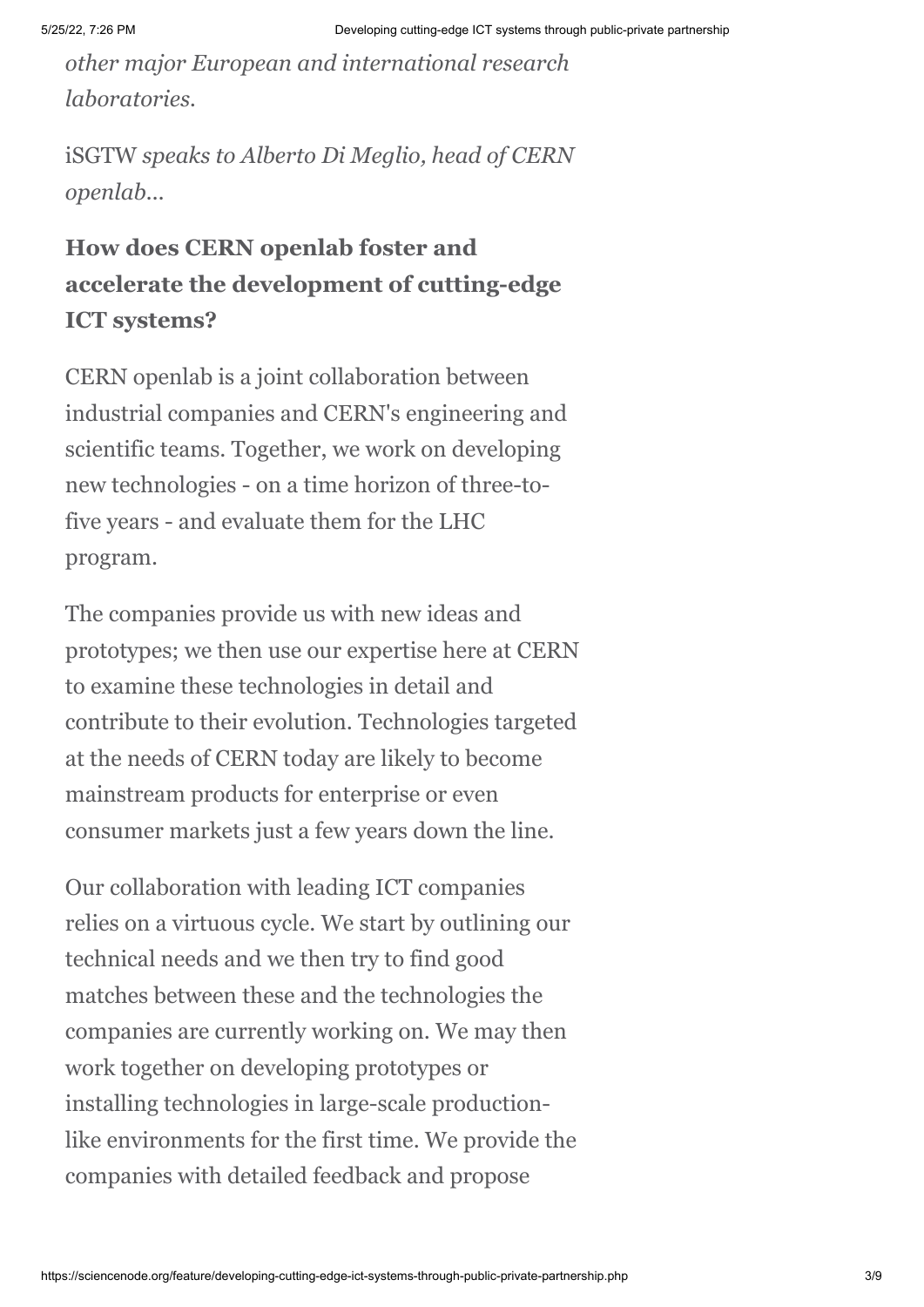*other major European and international research laboratories.*

iSGTW *speaks to Alberto Di Meglio, head of CERN openlab...*

**How does CERN openlab foster and accelerate the development of cutting-edge ICT systems?**

CERN openlab is a joint collaboration between industrial companies and CERN's engineering and scientific teams. Together, we work on developing new technologies - on a time horizon of three-to-five years - and evaluate them for the LHC program.

The companies provide us with new ideas and prototypes; we then use our expertise here at CERN to examine these technologies in detail and contribute to their evolution. Technologies targeted at the needs of CERN today are likely to become mainstream products for enterprise or even consumer markets just a few years down the line.

Our collaboration with leading ICT companies relies on a virtuous cycle. We start by outlining our technical needs and we then try to find good matches between these and the technologies the companies are currently working on. We may then work together on developing prototypes or installing technologies in large-scale production-like environments for the first time. We provide the companies with detailed feedback and propose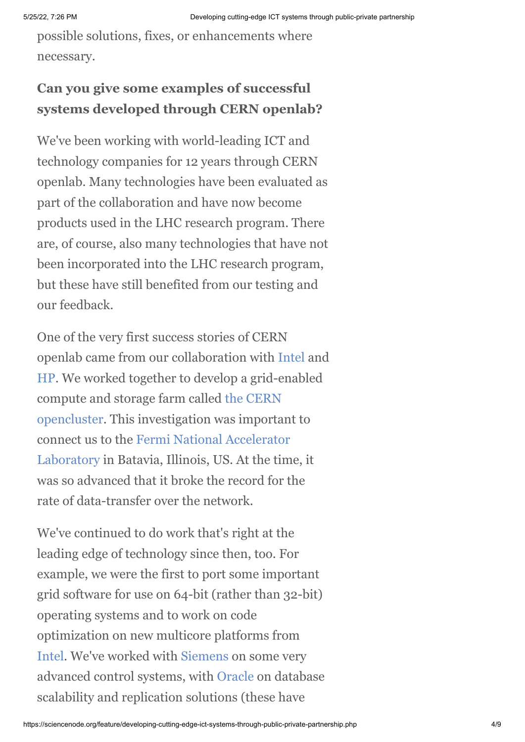possible solutions, fixes, or enhancements where necessary.

**Can you give some examples of successful systems developed through CERN openlab?**

We've been working with world-leading ICT and technology companies for 12 years through CERN openlab. Many technologies have been evaluated as part of the collaboration and have now become products used in the LHC research program. There are, of course, also many technologies that have not been incorporated into the LHC research program, but these have still benefited from our testing and our feedback.

One of the very first success stories of CERN openlab came from our collaboration with Intel and HP. We worked together to develop a grid-enabled compute and storage farm called the CERN opencluster. This investigation was important to connect us to the Fermi National Accelerator Laboratory in Batavia, Illinois, US. At the time, it was so advanced that it broke the record for the rate of data-transfer over the network.

We've continued to do work that's right at the leading edge of technology since then, too. For example, we were the first to port some important grid software for use on 64-bit (rather than 32-bit) operating systems and to work on code optimization on new multicore platforms from Intel. We've worked with Siemens on some very advanced control systems, with Oracle on database scalability and replication solutions (these have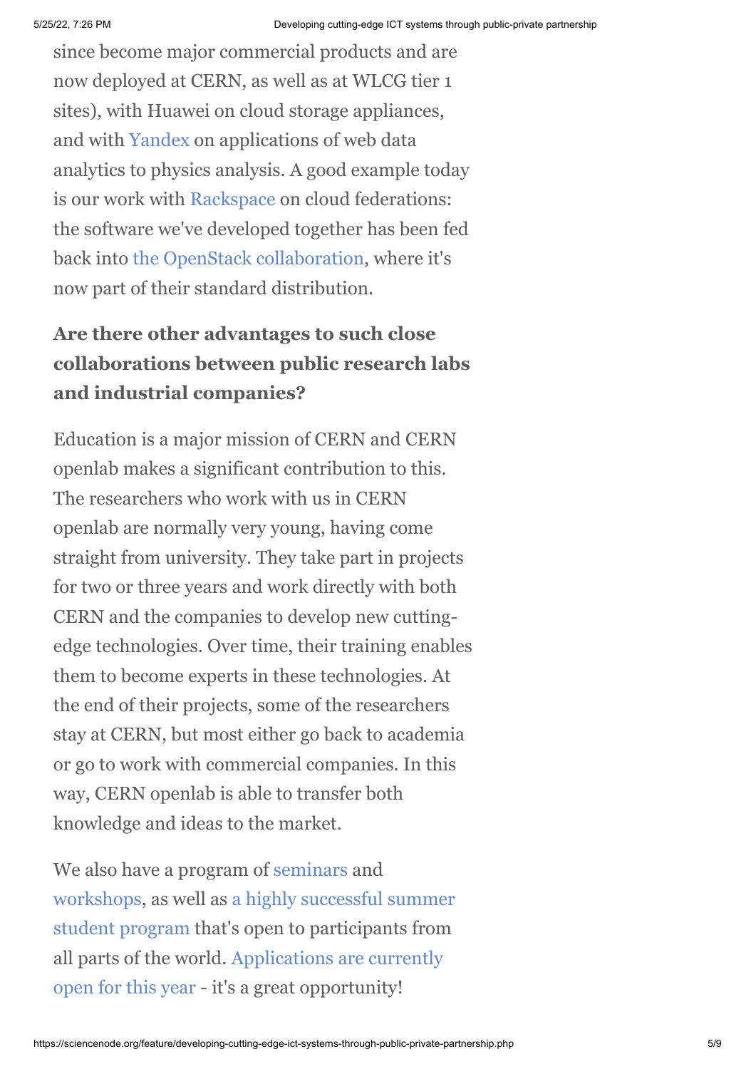since become major commercial products and are now deployed at CERN, as well as at WLCG tier 1 sites), with Huawei on cloud storage appliances, and with Yandex on applications of web data analytics to physics analysis. A good example today is our work with Rackspace on cloud federations: the software we've developed together has been fed back into the OpenStack collaboration, where it's now part of their standard distribution.

## Are there other advantages to such close collaborations between public research labs and industrial companies?

Education is a major mission of CERN and CERN openlab makes a significant contribution to this. The researchers who work with us in CERN openlab are normally very young, having come straight from university. They take part in projects for two or three years and work directly with both CERN and the companies to develop new cutting-edge technologies. Over time, their training enables them to become experts in these technologies. At the end of their projects, some of the researchers stay at CERN, but most either go back to academia or go to work with commercial companies. In this way, CERN openlab is able to transfer both knowledge and ideas to the market.

We also have a program of seminars and workshops, as well as a highly successful summer student program that's open to participants from all parts of the world. Applications are currently open for this year - it's a great opportunity!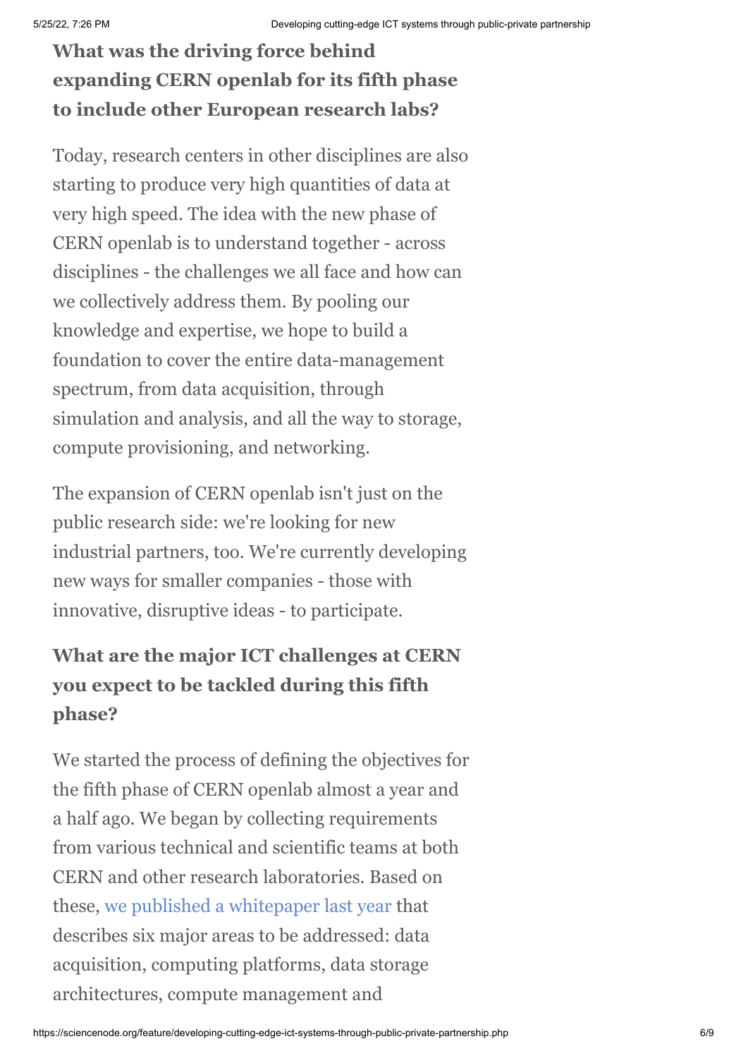### What was the driving force behind expanding CERN openlab for its fifth phase to include other European research labs?

Today, research centers in other disciplines are also starting to produce very high quantities of data at very high speed. The idea with the new phase of CERN openlab is to understand together - across disciplines - the challenges we all face and how can we collectively address them. By pooling our knowledge and expertise, we hope to build a foundation to cover the entire data-management spectrum, from data acquisition, through simulation and analysis, and all the way to storage, compute provisioning, and networking.

The expansion of CERN openlab isn't just on the public research side: we're looking for new industrial partners, too. We're currently developing new ways for smaller companies - those with innovative, disruptive ideas - to participate.

### What are the major ICT challenges at CERN you expect to be tackled during this fifth phase?

We started the process of defining the objectives for the fifth phase of CERN openlab almost a year and a half ago. We began by collecting requirements from various technical and scientific teams at both CERN and other research laboratories. Based on these, we published a whitepaper last year that describes six major areas to be addressed: data acquisition, computing platforms, data storage architectures, compute management and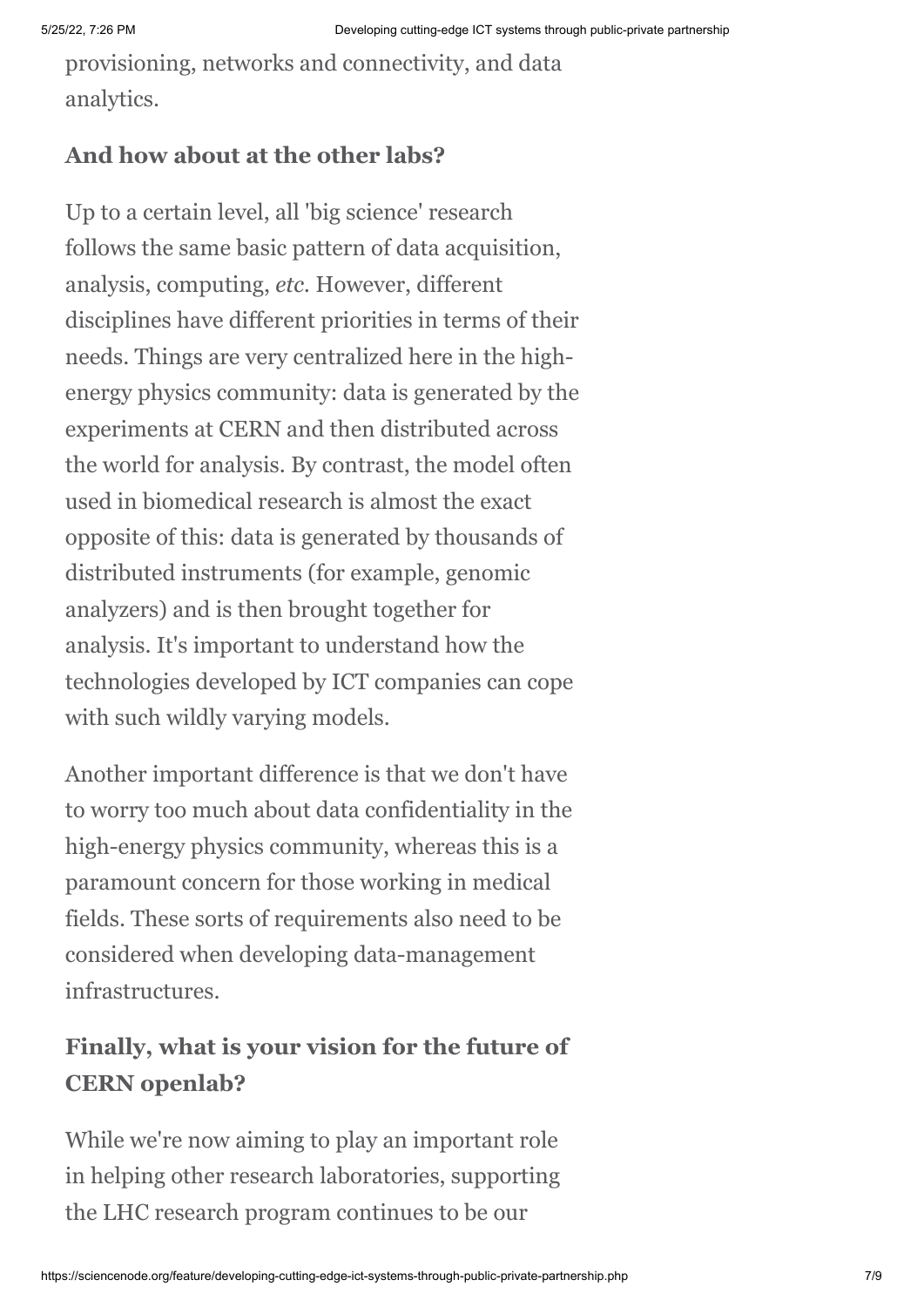provisioning, networks and connectivity, and data analytics.

**And how about at the other labs?**

Up to a certain level, all 'big science' research follows the same basic pattern of data acquisition, analysis, computing, *etc*. However, different disciplines have different priorities in terms of their needs. Things are very centralized here in the high-energy physics community: data is generated by the experiments at CERN and then distributed across the world for analysis. By contrast, the model often used in biomedical research is almost the exact opposite of this: data is generated by thousands of distributed instruments (for example, genomic analyzers) and is then brought together for analysis. It's important to understand how the technologies developed by ICT companies can cope with such wildly varying models.

Another important difference is that we don't have to worry too much about data confidentiality in the high-energy physics community, whereas this is a paramount concern for those working in medical fields. These sorts of requirements also need to be considered when developing data-management infrastructures.

**Finally, what is your vision for the future of CERN openlab?**

While we're now aiming to play an important role in helping other research laboratories, supporting the LHC research program continues to be our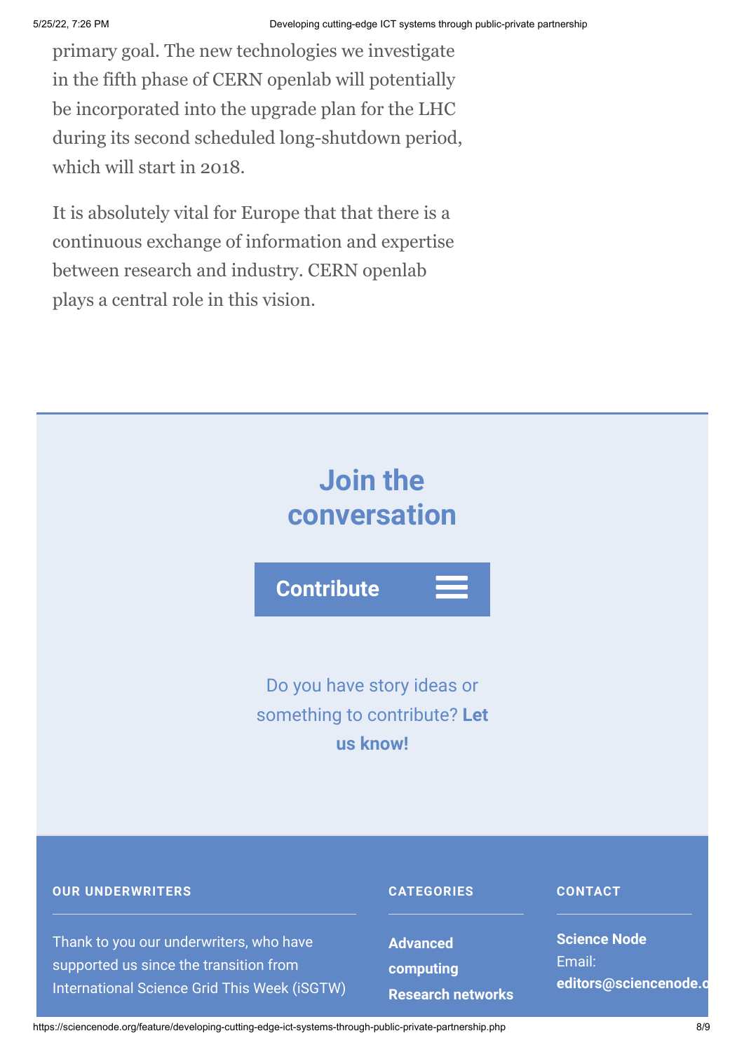primary goal. The new technologies we investigate in the fifth phase of CERN openlab will potentially be incorporated into the upgrade plan for the LHC during its second scheduled long-shutdown period, which will start in 2018.

It is absolutely vital for Europe that that there is a continuous exchange of information and expertise between research and industry. CERN openlab plays a central role in this vision.

## Join the conversation

**Contribute**

Do you have story ideas or something to contribute? **Let us know!**

**OUR UNDERWRITERS**

Thank to you our underwriters, who have supported us since the transition from International Science Grid This Week (iSGTW)

**CATEGORIES**

**Advanced computing**

**Research networks**

**CONTACT**

**Science Node**

Email:

**editors@sciencenode.o**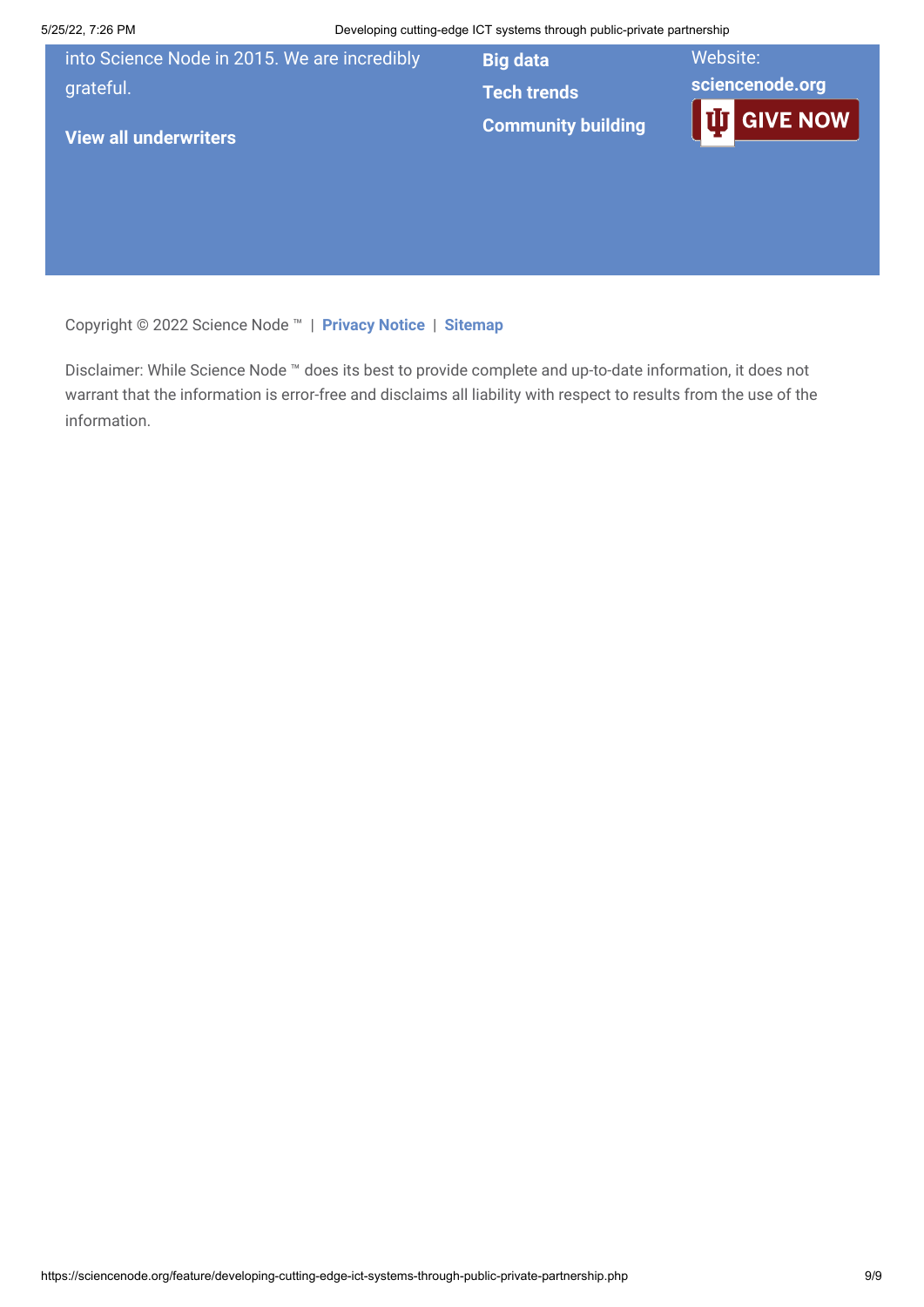into Science Node in 2015. We are incredibly grateful.

**View all underwriters**

**Big data**

**Tech trends**

**Community building**

Website:

**sciencenode.org**

GIVE NOW

Copyright © 2022 Science Node ™ | **Privacy Notice** | **Sitemap**

Disclaimer: While Science Node ™ does its best to provide complete and up-to-date information, it does not warrant that the information is error-free and disclaims all liability with respect to results from the use of the information.